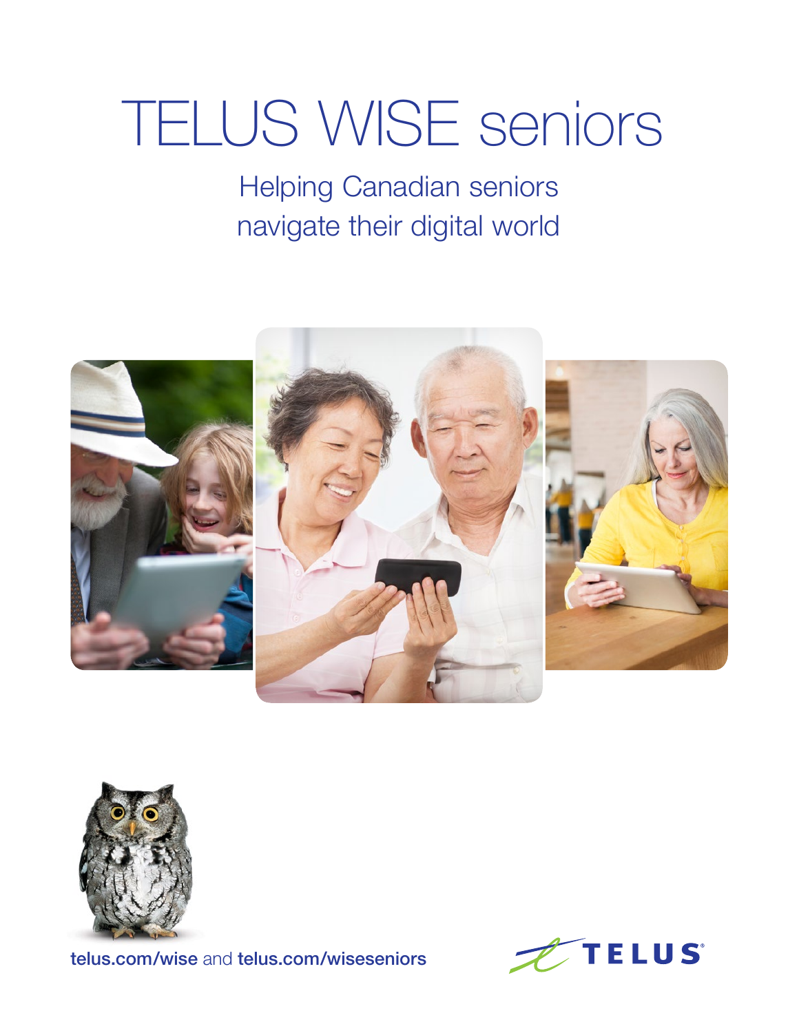# TELUS WISE seniors

## Helping Canadian seniors navigate their digital world

telus.com/wise and telus.com/wiseseniors

TELUS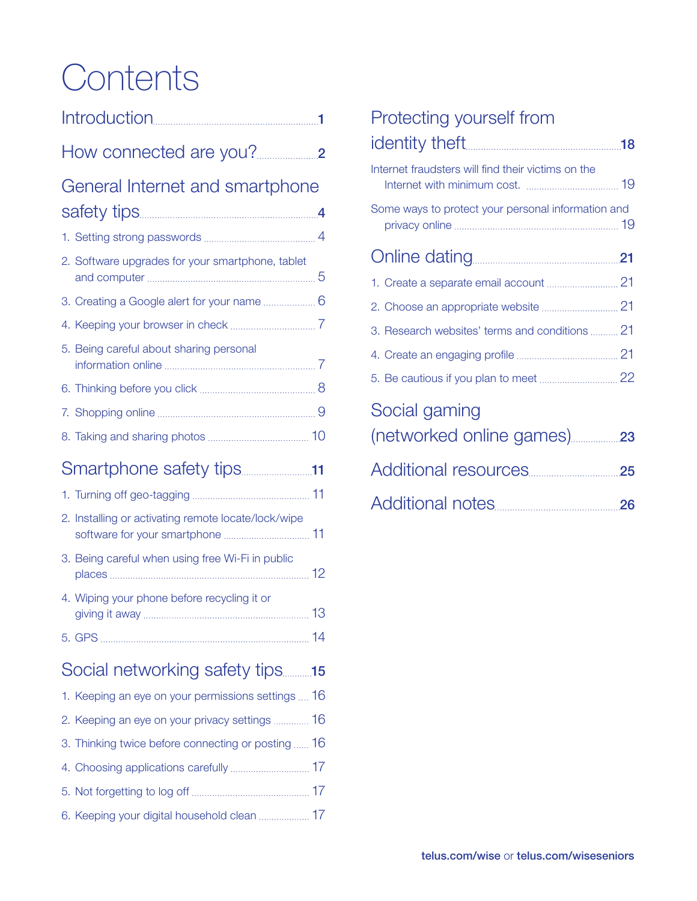# Contents

Introduction ..... 1

How connected are you? ..... 2

General Internet and smartphone safety tips ..... 4

1. Setting strong passwords ..... 4
2. Software upgrades for your smartphone, tablet and computer ..... 5
3. Creating a Google alert for your name ..... 6
4. Keeping your browser in check ..... 7
5. Being careful about sharing personal information online ..... 7
6. Thinking before you click ..... 8
7. Shopping online ..... 9
8. Taking and sharing photos ..... 10

Smartphone safety tips ..... 11

1. Turning off geo-tagging ..... 11
2. Installing or activating remote locate/lock/wipe software for your smartphone ..... 11
3. Being careful when using free Wi-Fi in public places ..... 12
4. Wiping your phone before recycling it or giving it away ..... 13
5. GPS ..... 14

Social networking safety tips ..... 15

1. Keeping an eye on your permissions settings ..... 16
2. Keeping an eye on your privacy settings ..... 16
3. Thinking twice before connecting or posting ..... 16
4. Choosing applications carefully ..... 17
5. Not forgetting to log off ..... 17
6. Keeping your digital household clean ..... 17

Protecting yourself from identity theft ..... 18

Internet fraudsters will find their victims on the Internet with minimum cost. ..... 19

Some ways to protect your personal information and privacy online ..... 19

Online dating ..... 21

1. Create a separate email account ..... 21
2. Choose an appropriate website ..... 21
3. Research websites' terms and conditions ..... 21
4. Create an engaging profile ..... 21
5. Be cautious if you plan to meet ..... 22

Social gaming (networked online games) ..... 23

Additional resources ..... 25

Additional notes ..... 26

**telus.com/wise** or **telus.com/wiseseniors**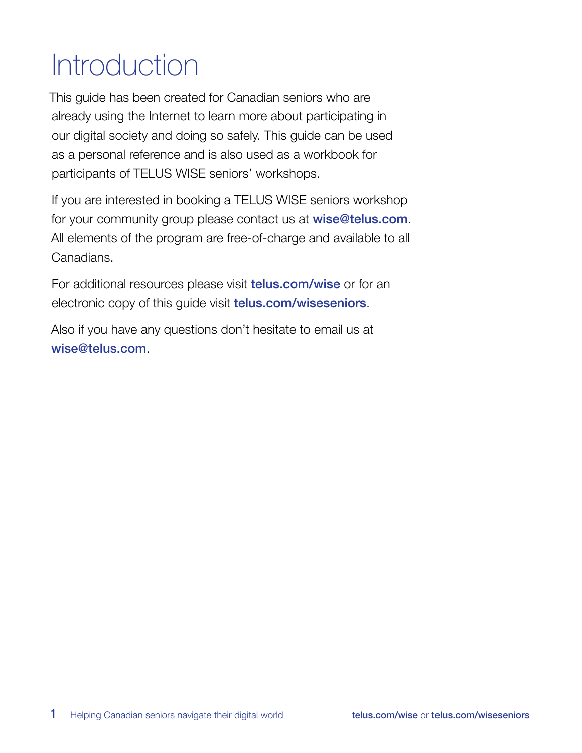# Introduction

This guide has been created for Canadian seniors who are already using the Internet to learn more about participating in our digital society and doing so safely. This guide can be used as a personal reference and is also used as a workbook for participants of TELUS WISE seniors' workshops.

If you are interested in booking a TELUS WISE seniors workshop for your community group please contact us at **wise@telus.com**. All elements of the program are free-of-charge and available to all Canadians.

For additional resources please visit **telus.com/wise** or for an electronic copy of this guide visit **telus.com/wiseseniors**.

Also if you have any questions don't hesitate to email us at **wise@telus.com**.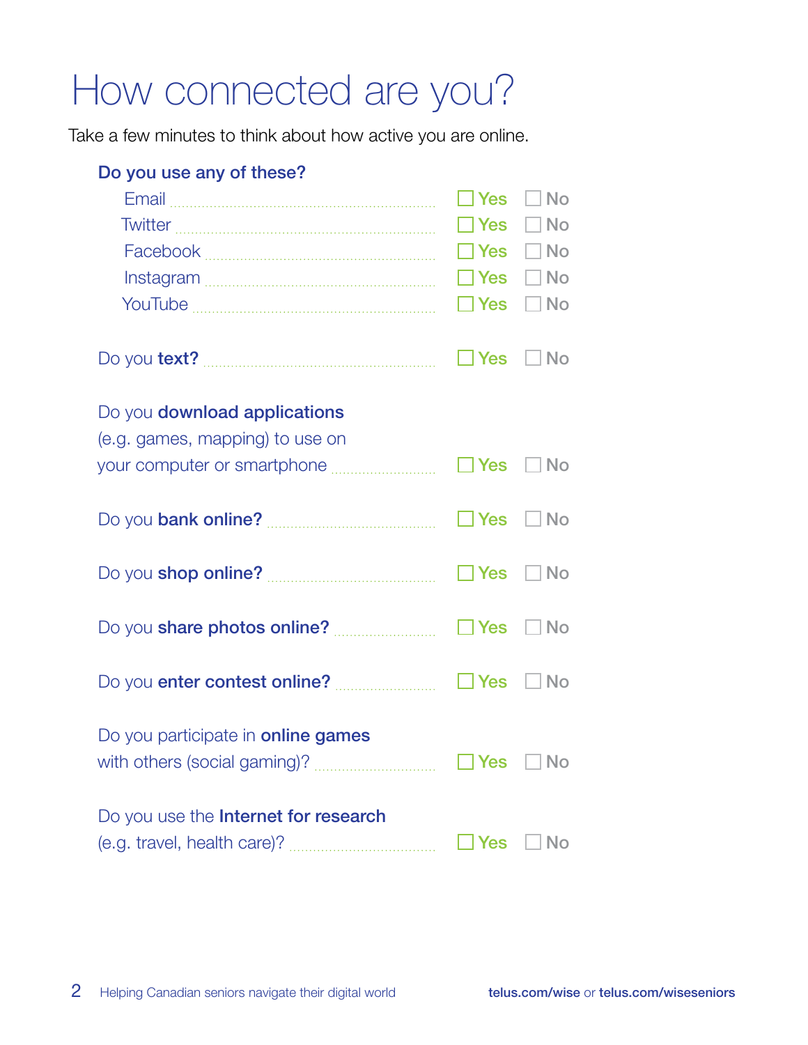# How connected are you?

Take a few minutes to think about how active you are online.

**Do you use any of these?**

- Email ☐ Yes ☐ No
- Twitter ☐ Yes ☐ No
- Facebook ☐ Yes ☐ No
- Instagram ☐ Yes ☐ No
- YouTube ☐ Yes ☐ No

Do you **text?** ☐ Yes ☐ No

Do you **download applications** (e.g. games, mapping) to use on your computer or smartphone ☐ Yes ☐ No

Do you **bank online?** ☐ Yes ☐ No

Do you **shop online?** ☐ Yes ☐ No

Do you **share photos online?** ☐ Yes ☐ No

Do you **enter contest online?** ☐ Yes ☐ No

Do you participate in **online games** with others (social gaming)? ☐ Yes ☐ No

Do you use the **Internet for research** (e.g. travel, health care)? ☐ Yes ☐ No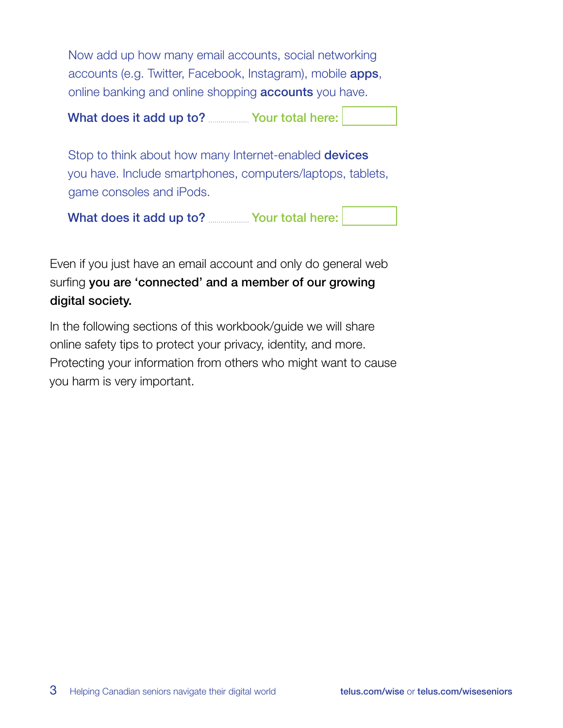Now add up how many email accounts, social networking accounts (e.g. Twitter, Facebook, Instagram), mobile **apps**, online banking and online shopping **accounts** you have.

**What does it add up to?** .................. **Your total here:** ________

Stop to think about how many Internet-enabled **devices** you have. Include smartphones, computers/laptops, tablets, game consoles and iPods.

**What does it add up to?** .................. **Your total here:** ________

Even if you just have an email account and only do general web surfing **you are 'connected' and a member of our growing digital society.**

In the following sections of this workbook/guide we will share online safety tips to protect your privacy, identity, and more. Protecting your information from others who might want to cause you harm is very important.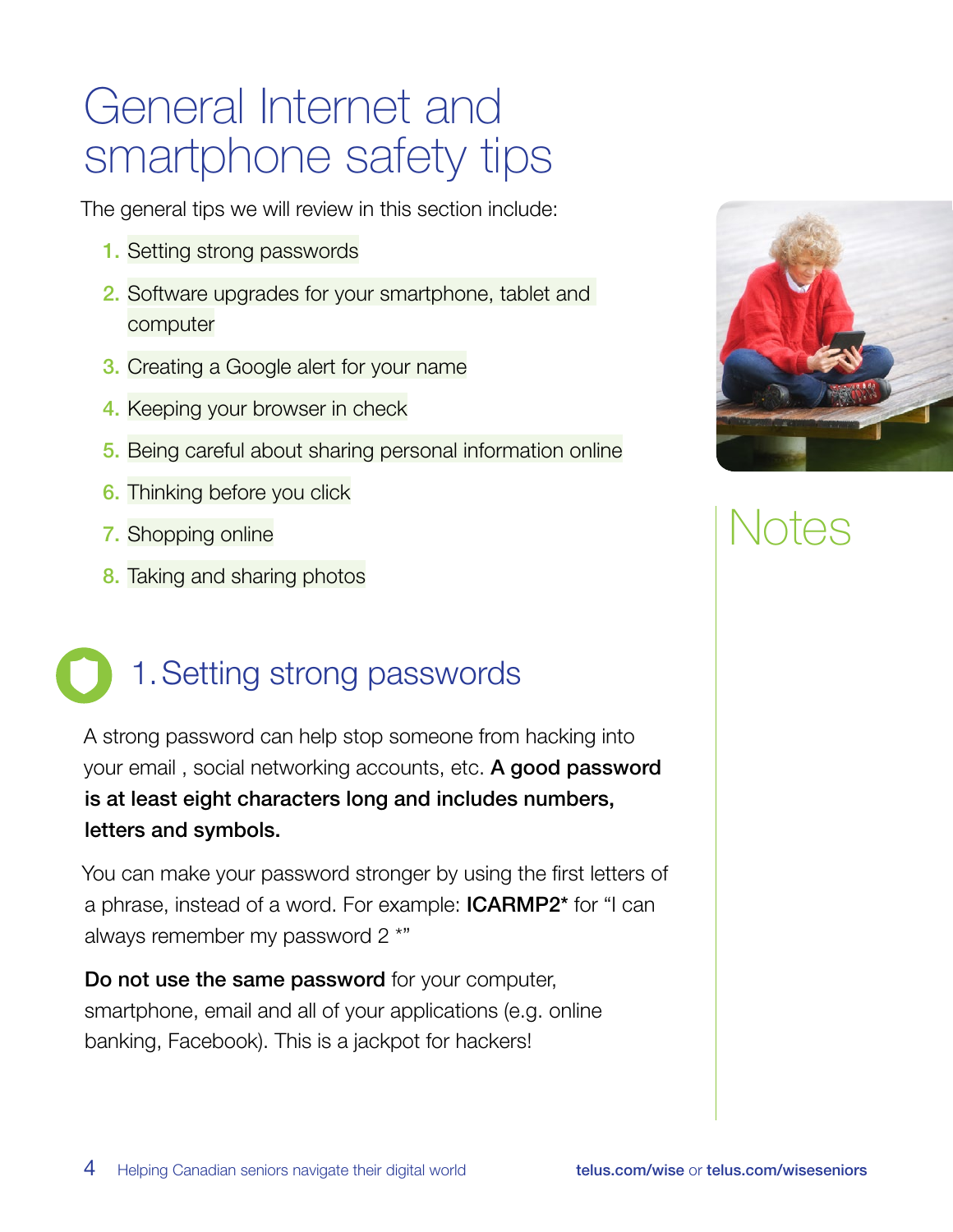# General Internet and smartphone safety tips

The general tips we will review in this section include:

1. Setting strong passwords
2. Software upgrades for your smartphone, tablet and computer
3. Creating a Google alert for your name
4. Keeping your browser in check
5. Being careful about sharing personal information online
6. Thinking before you click
7. Shopping online
8. Taking and sharing photos

Notes

## 1. Setting strong passwords

A strong password can help stop someone from hacking into your email , social networking accounts, etc. **A good password is at least eight characters long and includes numbers, letters and symbols.**

You can make your password stronger by using the first letters of a phrase, instead of a word. For example: **ICARMP2*** for "I can always remember my password 2 *"

**Do not use the same password** for your computer, smartphone, email and all of your applications (e.g. online banking, Facebook). This is a jackpot for hackers!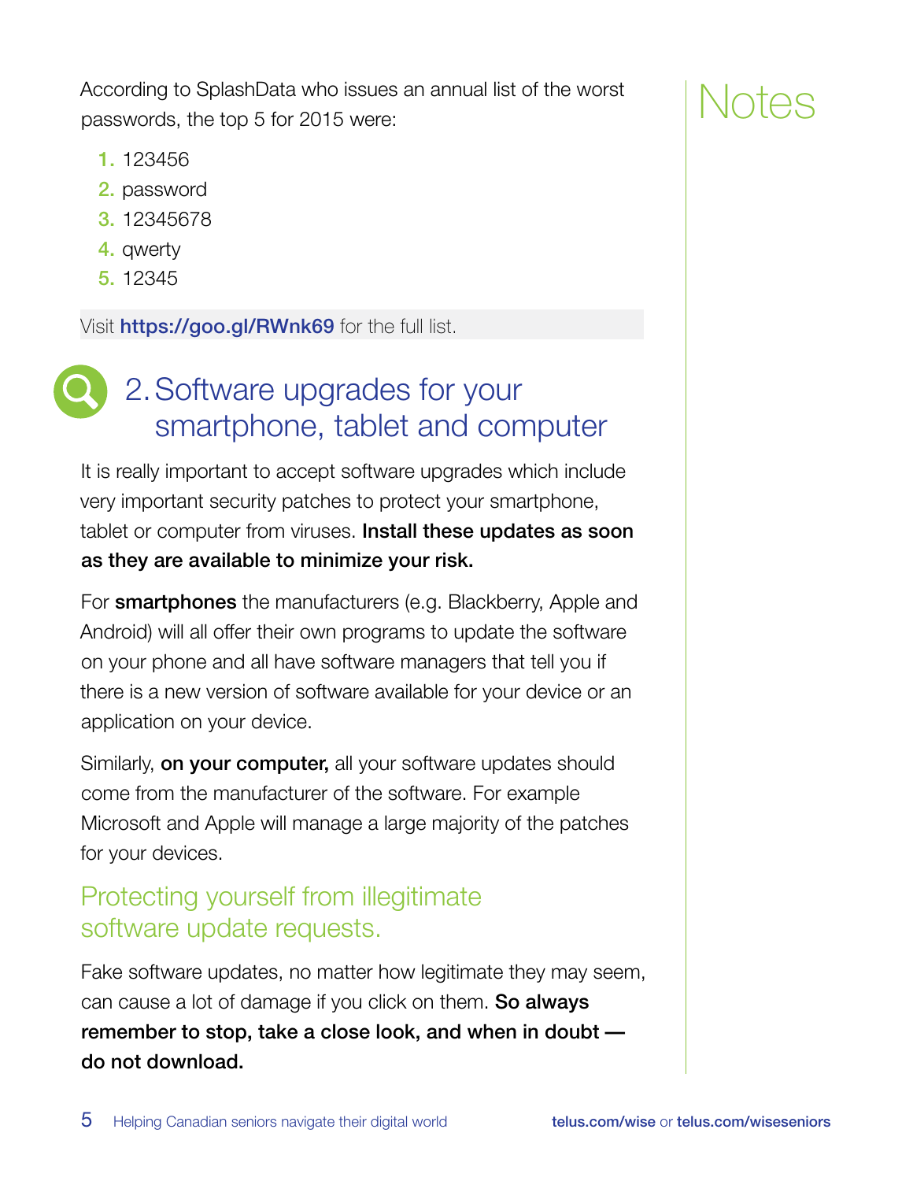According to SplashData who issues an annual list of the worst passwords, the top 5 for 2015 were:

1. 123456
2. password
3. 12345678
4. qwerty
5. 12345

Visit **https://goo.gl/RWnk69** for the full list.

## 2. Software upgrades for your smartphone, tablet and computer

It is really important to accept software upgrades which include very important security patches to protect your smartphone, tablet or computer from viruses. **Install these updates as soon as they are available to minimize your risk.**

For **smartphones** the manufacturers (e.g. Blackberry, Apple and Android) will all offer their own programs to update the software on your phone and all have software managers that tell you if there is a new version of software available for your device or an application on your device.

Similarly, **on your computer,** all your software updates should come from the manufacturer of the software. For example Microsoft and Apple will manage a large majority of the patches for your devices.

### Protecting yourself from illegitimate software update requests.

Fake software updates, no matter how legitimate they may seem, can cause a lot of damage if you click on them. **So always remember to stop, take a close look, and when in doubt — do not download.**

Notes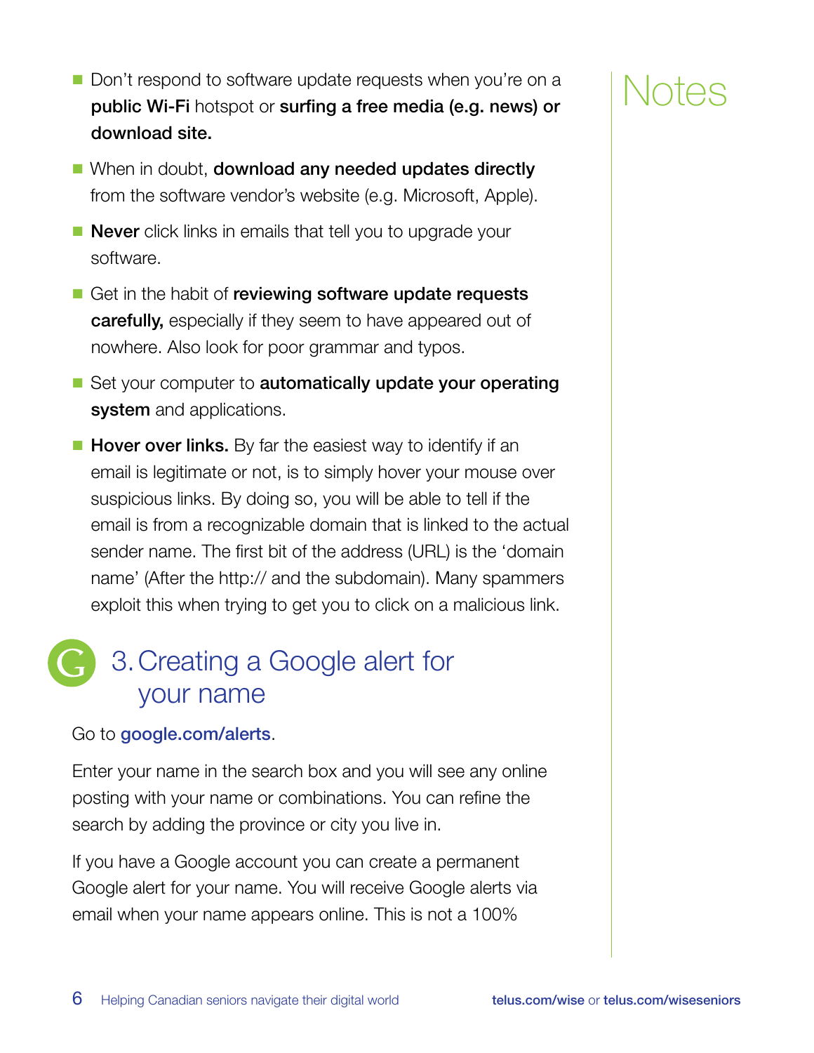- Don't respond to software update requests when you're on a **public Wi-Fi** hotspot or **surfing a free media (e.g. news) or download site.**
- When in doubt, **download any needed updates directly** from the software vendor's website (e.g. Microsoft, Apple).
- **Never** click links in emails that tell you to upgrade your software.
- Get in the habit of **reviewing software update requests carefully,** especially if they seem to have appeared out of nowhere. Also look for poor grammar and typos.
- Set your computer to **automatically update your operating system** and applications.
- **Hover over links.** By far the easiest way to identify if an email is legitimate or not, is to simply hover your mouse over suspicious links. By doing so, you will be able to tell if the email is from a recognizable domain that is linked to the actual sender name. The first bit of the address (URL) is the 'domain name' (After the http:// and the subdomain). Many spammers exploit this when trying to get you to click on a malicious link.

## 3. Creating a Google alert for your name

Go to **google.com/alerts**.

Enter your name in the search box and you will see any online posting with your name or combinations. You can refine the search by adding the province or city you live in.

If you have a Google account you can create a permanent Google alert for your name. You will receive Google alerts via email when your name appears online. This is not a 100%

Notes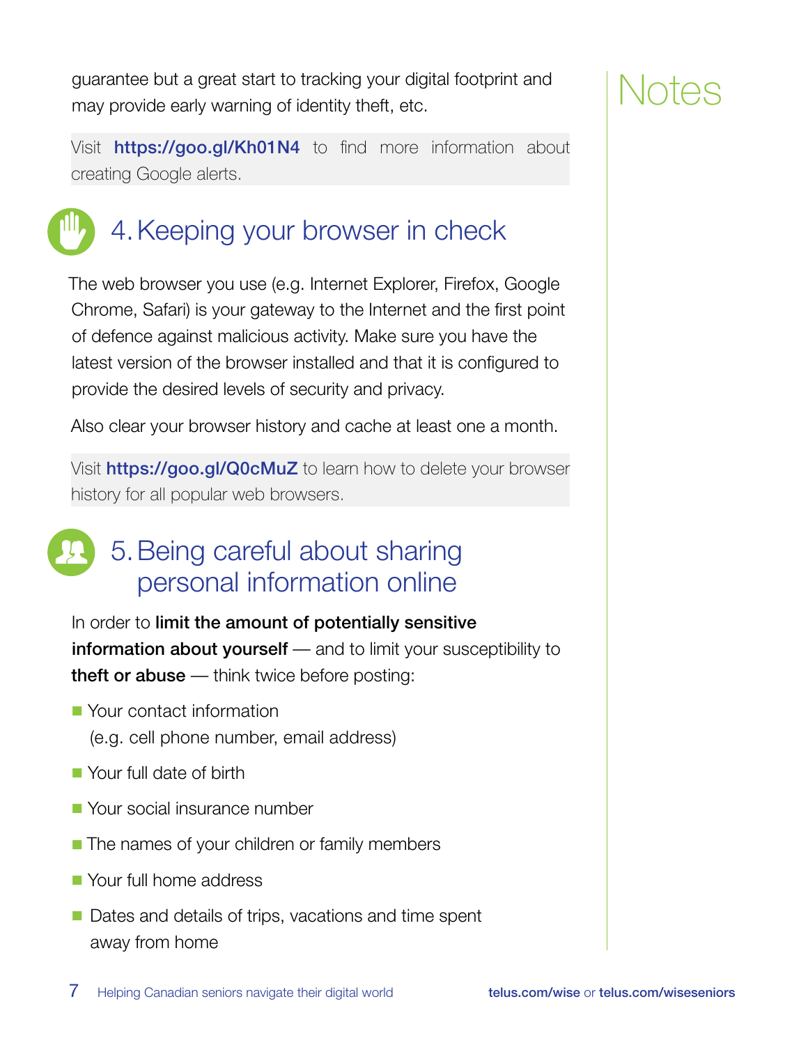guarantee but a great start to tracking your digital footprint and may provide early warning of identity theft, etc.

Visit **https://goo.gl/Kh01N4** to find more information about creating Google alerts.

## 4. Keeping your browser in check

The web browser you use (e.g. Internet Explorer, Firefox, Google Chrome, Safari) is your gateway to the Internet and the first point of defence against malicious activity. Make sure you have the latest version of the browser installed and that it is configured to provide the desired levels of security and privacy.

Also clear your browser history and cache at least one a month.

Visit **https://goo.gl/Q0cMuZ** to learn how to delete your browser history for all popular web browsers.

## 5. Being careful about sharing personal information online

In order to **limit the amount of potentially sensitive information about yourself** — and to limit your susceptibility to **theft or abuse** — think twice before posting:

- Your contact information (e.g. cell phone number, email address)
- Your full date of birth
- Your social insurance number
- The names of your children or family members
- Your full home address
- Dates and details of trips, vacations and time spent away from home

Notes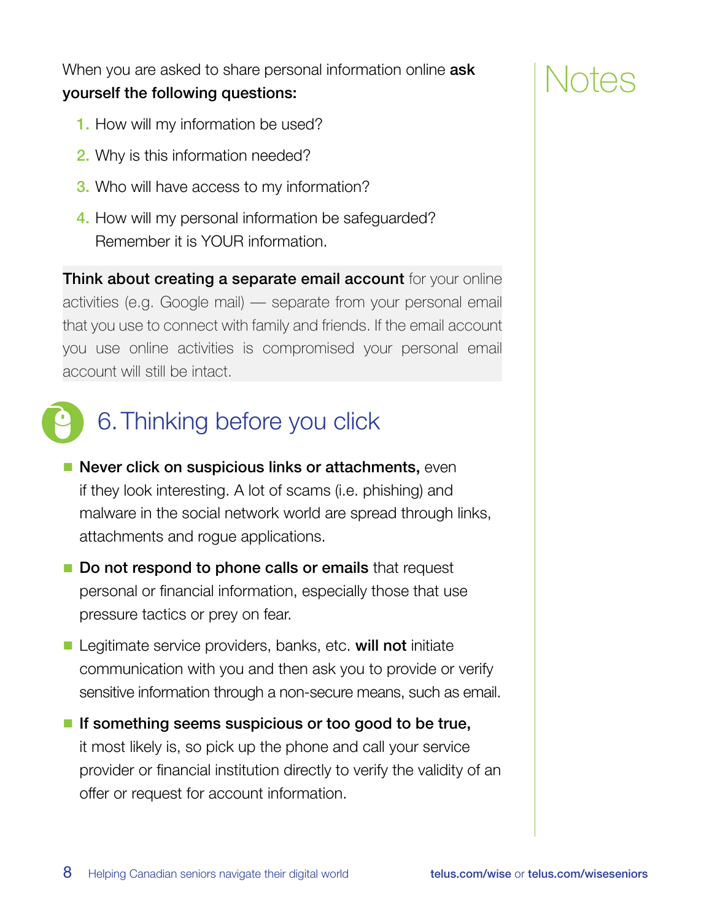When you are asked to share personal information online **ask yourself the following questions:**

1. How will my information be used?
2. Why is this information needed?
3. Who will have access to my information?
4. How will my personal information be safeguarded? Remember it is YOUR information.

**Think about creating a separate email account** for your online activities (e.g. Google mail) — separate from your personal email that you use to connect with family and friends. If the email account you use online activities is compromised your personal email account will still be intact.

## 6. Thinking before you click

- **Never click on suspicious links or attachments,** even if they look interesting. A lot of scams (i.e. phishing) and malware in the social network world are spread through links, attachments and rogue applications.
- **Do not respond to phone calls or emails** that request personal or financial information, especially those that use pressure tactics or prey on fear.
- Legitimate service providers, banks, etc. **will not** initiate communication with you and then ask you to provide or verify sensitive information through a non-secure means, such as email.
- **If something seems suspicious or too good to be true,** it most likely is, so pick up the phone and call your service provider or financial institution directly to verify the validity of an offer or request for account information.

Notes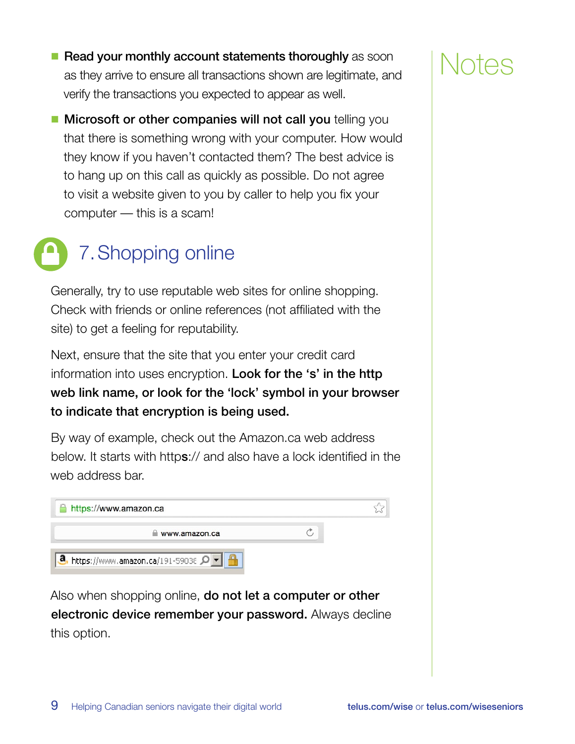- **Read your monthly account statements thoroughly** as soon as they arrive to ensure all transactions shown are legitimate, and verify the transactions you expected to appear as well.
- **Microsoft or other companies will not call you** telling you that there is something wrong with your computer. How would they know if you haven't contacted them? The best advice is to hang up on this call as quickly as possible. Do not agree to visit a website given to you by caller to help you fix your computer — this is a scam!

## 7. Shopping online

Generally, try to use reputable web sites for online shopping. Check with friends or online references (not affiliated with the site) to get a feeling for reputability.

Next, ensure that the site that you enter your credit card information into uses encryption. **Look for the 's' in the http web link name, or look for the 'lock' symbol in your browser to indicate that encryption is being used.**

By way of example, check out the Amazon.ca web address below. It starts with http**s**:// and also have a lock identified in the web address bar.

https://www.amazon.ca

www.amazon.ca

https://www.amazon.ca/191-5903E

Also when shopping online, **do not let a computer or other electronic device remember your password.** Always decline this option.

Notes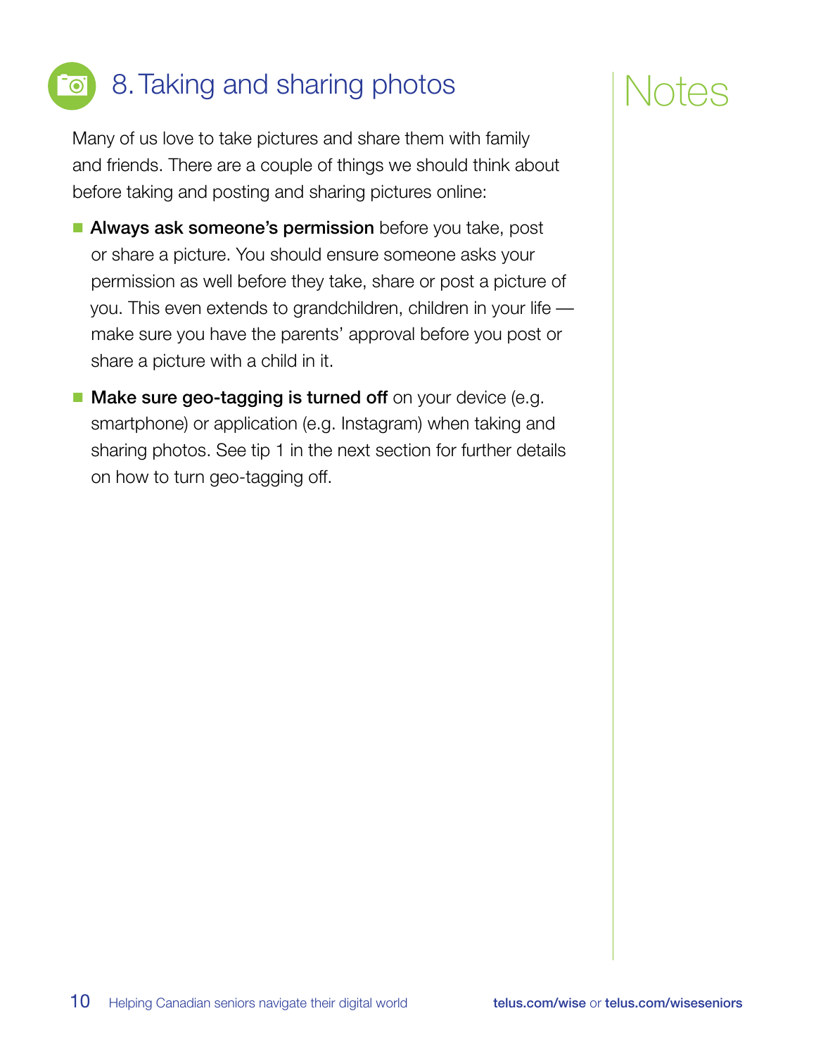## 8. Taking and sharing photos

Many of us love to take pictures and share them with family and friends. There are a couple of things we should think about before taking and posting and sharing pictures online:

- **Always ask someone's permission** before you take, post or share a picture. You should ensure someone asks your permission as well before they take, share or post a picture of you. This even extends to grandchildren, children in your life — make sure you have the parents' approval before you post or share a picture with a child in it.
- **Make sure geo-tagging is turned off** on your device (e.g. smartphone) or application (e.g. Instagram) when taking and sharing photos. See tip 1 in the next section for further details on how to turn geo-tagging off.

Notes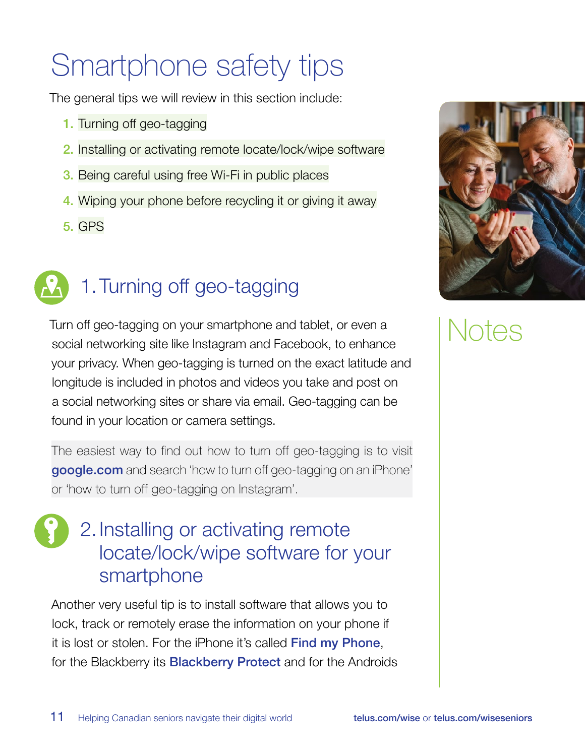# Smartphone safety tips

The general tips we will review in this section include:

1. Turning off geo-tagging
2. Installing or activating remote locate/lock/wipe software
3. Being careful using free Wi-Fi in public places
4. Wiping your phone before recycling it or giving it away
5. GPS

## 1. Turning off geo-tagging

Turn off geo-tagging on your smartphone and tablet, or even a social networking site like Instagram and Facebook, to enhance your privacy. When geo-tagging is turned on the exact latitude and longitude is included in photos and videos you take and post on a social networking sites or share via email. Geo-tagging can be found in your location or camera settings.

The easiest way to find out how to turn off geo-tagging is to visit **google.com** and search 'how to turn off geo-tagging on an iPhone' or 'how to turn off geo-tagging on Instagram'.

## 2. Installing or activating remote locate/lock/wipe software for your smartphone

Another very useful tip is to install software that allows you to lock, track or remotely erase the information on your phone if it is lost or stolen. For the iPhone it's called **Find my Phone**, for the Blackberry its **Blackberry Protect** and for the Androids

Notes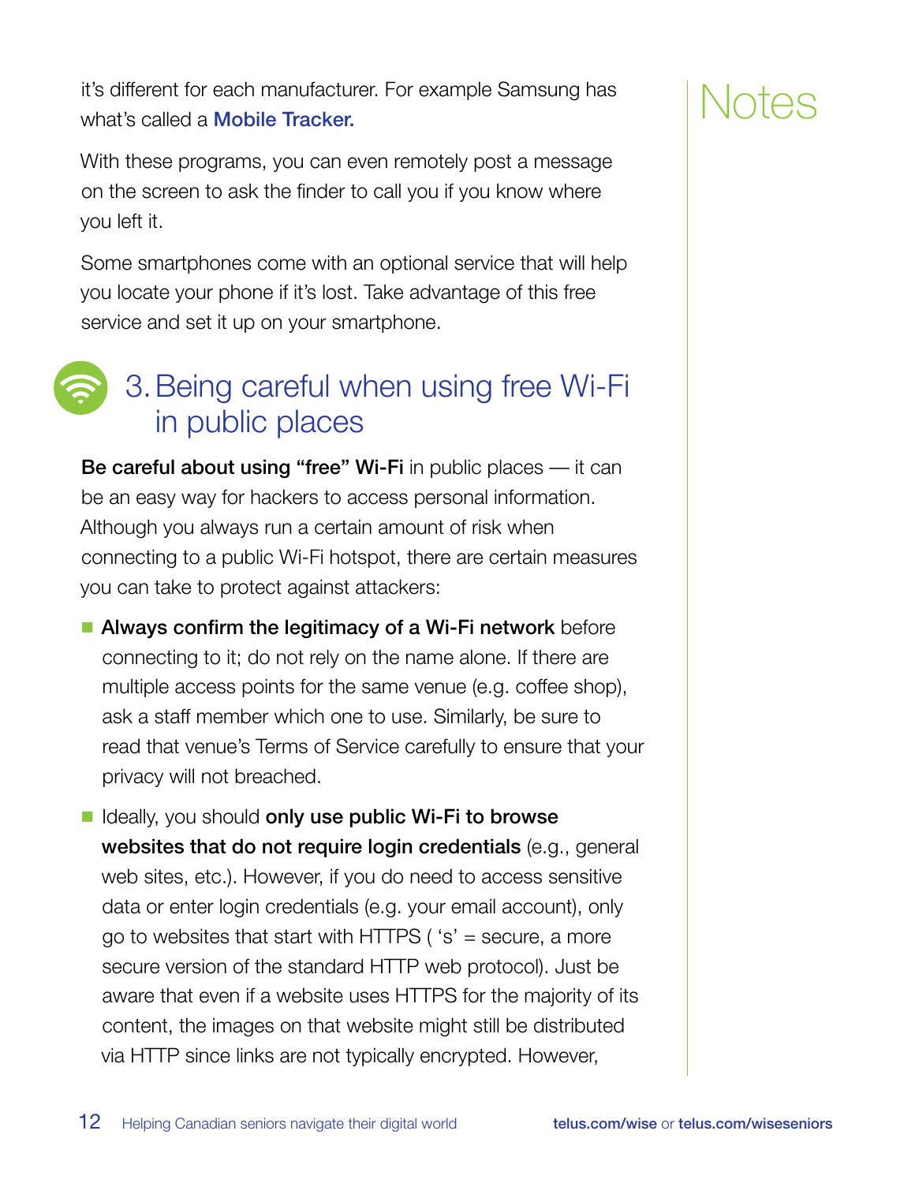it's different for each manufacturer. For example Samsung has what's called a **Mobile Tracker.**

With these programs, you can even remotely post a message on the screen to ask the finder to call you if you know where you left it.

Some smartphones come with an optional service that will help you locate your phone if it's lost. Take advantage of this free service and set it up on your smartphone.

## 3. Being careful when using free Wi-Fi in public places

**Be careful about using "free" Wi-Fi** in public places — it can be an easy way for hackers to access personal information. Although you always run a certain amount of risk when connecting to a public Wi-Fi hotspot, there are certain measures you can take to protect against attackers:

- **Always confirm the legitimacy of a Wi-Fi network** before connecting to it; do not rely on the name alone. If there are multiple access points for the same venue (e.g. coffee shop), ask a staff member which one to use. Similarly, be sure to read that venue's Terms of Service carefully to ensure that your privacy will not breached.
- Ideally, you should **only use public Wi-Fi to browse websites that do not require login credentials** (e.g., general web sites, etc.). However, if you do need to access sensitive data or enter login credentials (e.g. your email account), only go to websites that start with HTTPS ( 's' = secure, a more secure version of the standard HTTP web protocol). Just be aware that even if a website uses HTTPS for the majority of its content, the images on that website might still be distributed via HTTP since links are not typically encrypted. However,

Notes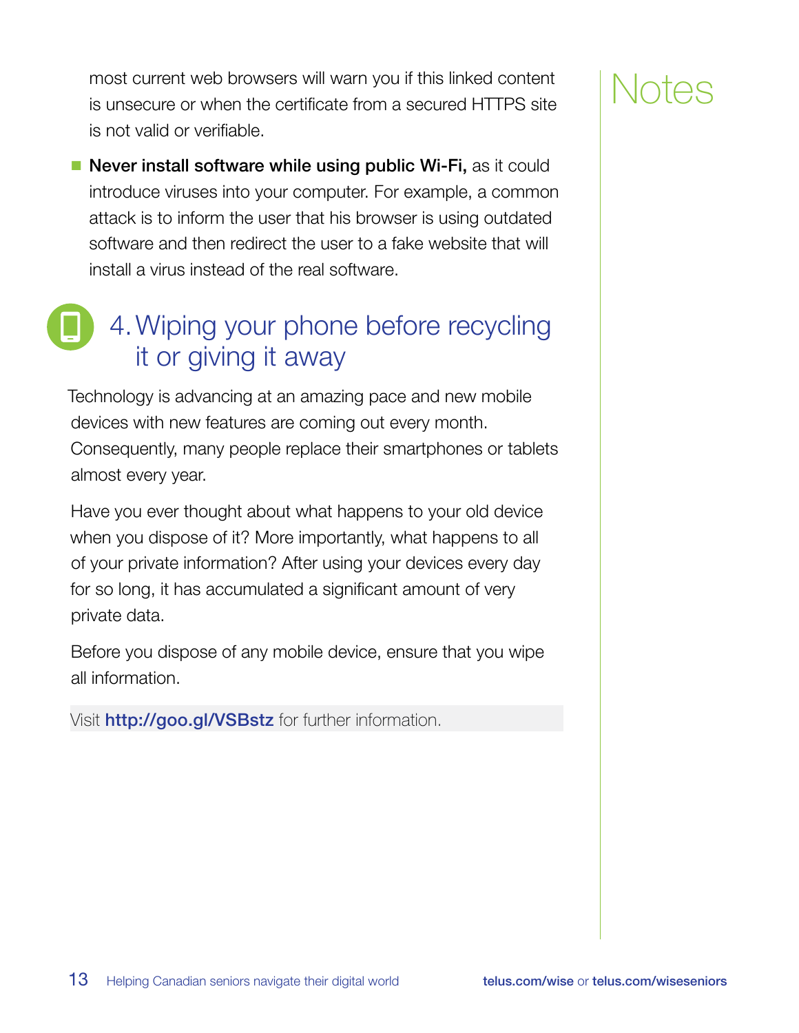most current web browsers will warn you if this linked content is unsecure or when the certificate from a secured HTTPS site is not valid or verifiable.

- **Never install software while using public Wi-Fi,** as it could introduce viruses into your computer. For example, a common attack is to inform the user that his browser is using outdated software and then redirect the user to a fake website that will install a virus instead of the real software.

## 4. Wiping your phone before recycling it or giving it away

Technology is advancing at an amazing pace and new mobile devices with new features are coming out every month. Consequently, many people replace their smartphones or tablets almost every year.

Have you ever thought about what happens to your old device when you dispose of it? More importantly, what happens to all of your private information? After using your devices every day for so long, it has accumulated a significant amount of very private data.

Before you dispose of any mobile device, ensure that you wipe all information.

Visit **http://goo.gl/VSBstz** for further information.

Notes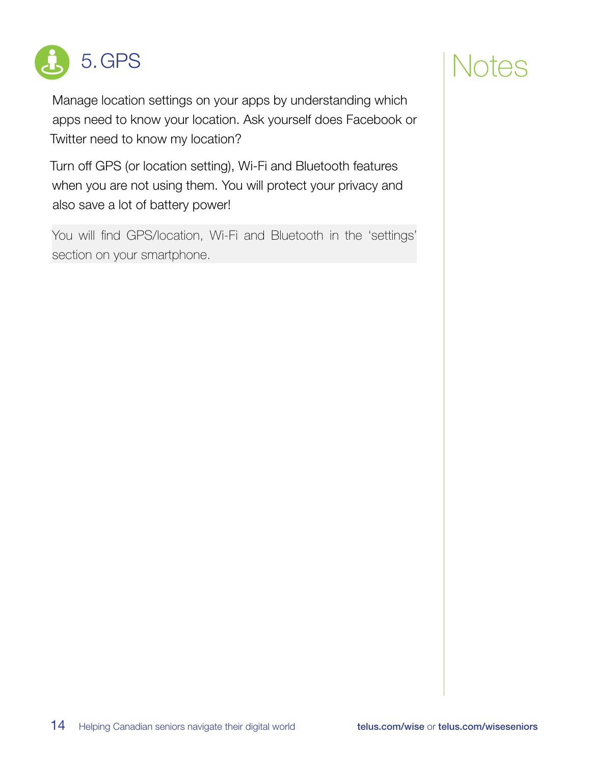## 5. GPS

Manage location settings on your apps by understanding which apps need to know your location. Ask yourself does Facebook or Twitter need to know my location?

Turn off GPS (or location setting), Wi-Fi and Bluetooth features when you are not using them. You will protect your privacy and also save a lot of battery power!

You will find GPS/location, Wi-Fi and Bluetooth in the 'settings' section on your smartphone.

## Notes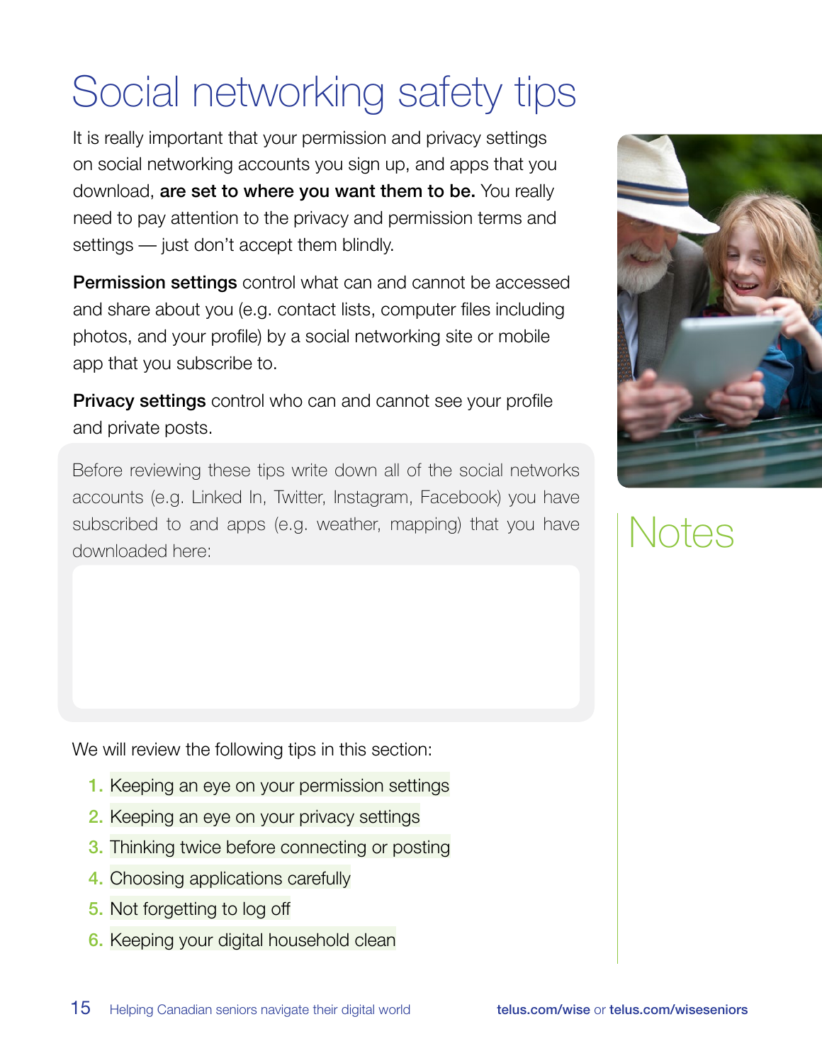# Social networking safety tips

It is really important that your permission and privacy settings on social networking accounts you sign up, and apps that you download, **are set to where you want them to be.** You really need to pay attention to the privacy and permission terms and settings — just don't accept them blindly.

**Permission settings** control what can and cannot be accessed and share about you (e.g. contact lists, computer files including photos, and your profile) by a social networking site or mobile app that you subscribe to.

**Privacy settings** control who can and cannot see your profile and private posts.

Before reviewing these tips write down all of the social networks accounts (e.g. Linked In, Twitter, Instagram, Facebook) you have subscribed to and apps (e.g. weather, mapping) that you have downloaded here:

We will review the following tips in this section:

1. Keeping an eye on your permission settings
2. Keeping an eye on your privacy settings
3. Thinking twice before connecting or posting
4. Choosing applications carefully
5. Not forgetting to log off
6. Keeping your digital household clean

## Notes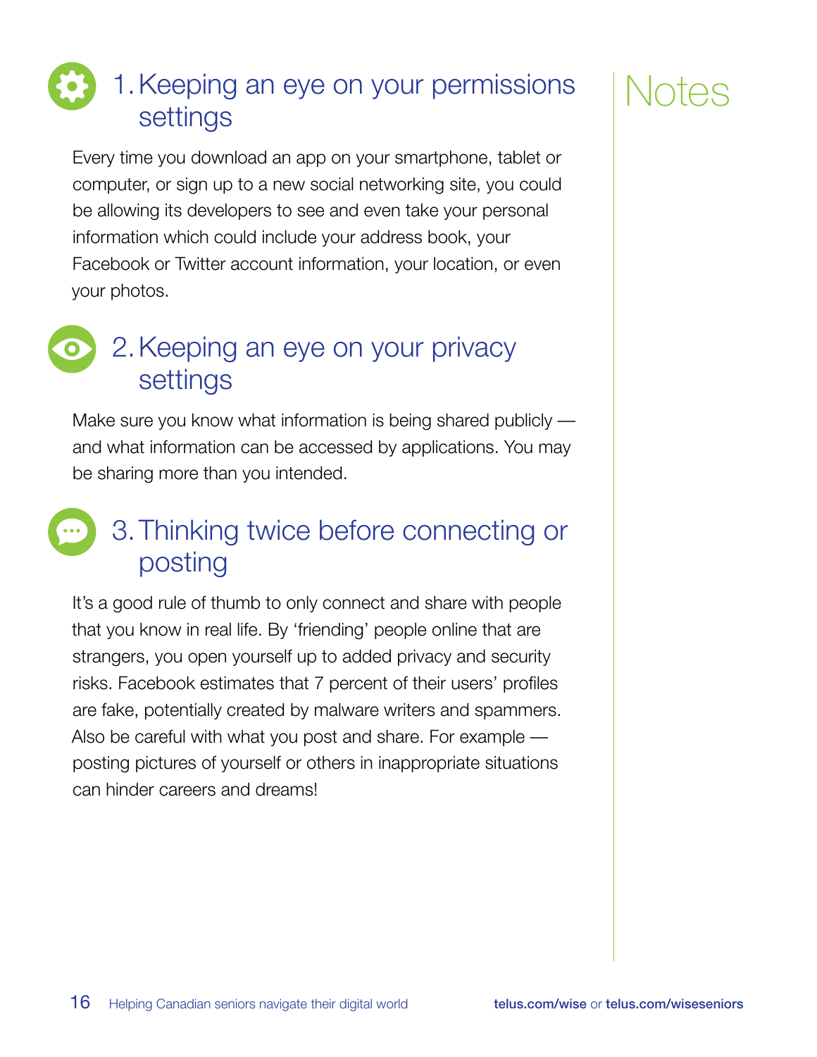## 1. Keeping an eye on your permissions settings

Every time you download an app on your smartphone, tablet or computer, or sign up to a new social networking site, you could be allowing its developers to see and even take your personal information which could include your address book, your Facebook or Twitter account information, your location, or even your photos.

## 2. Keeping an eye on your privacy settings

Make sure you know what information is being shared publicly — and what information can be accessed by applications. You may be sharing more than you intended.

## 3. Thinking twice before connecting or posting

It's a good rule of thumb to only connect and share with people that you know in real life. By 'friending' people online that are strangers, you open yourself up to added privacy and security risks. Facebook estimates that 7 percent of their users' profiles are fake, potentially created by malware writers and spammers. Also be careful with what you post and share. For example — posting pictures of yourself or others in inappropriate situations can hinder careers and dreams!

# Notes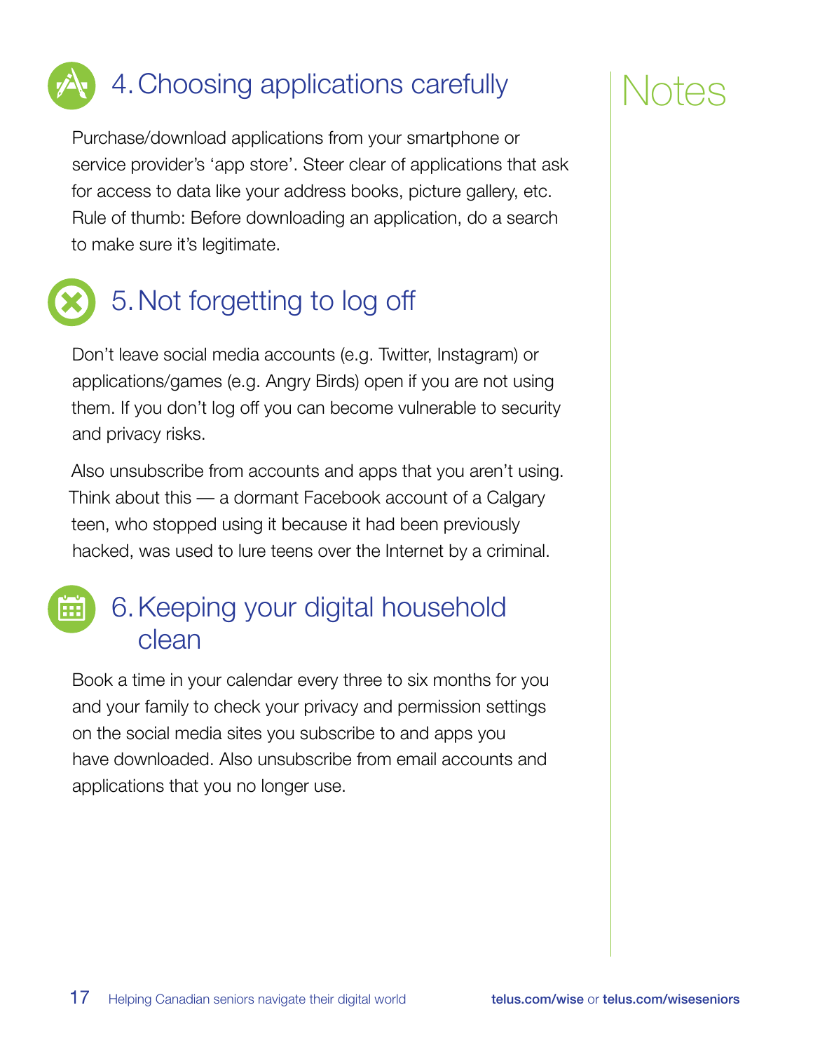## 4. Choosing applications carefully

Purchase/download applications from your smartphone or service provider's 'app store'. Steer clear of applications that ask for access to data like your address books, picture gallery, etc. Rule of thumb: Before downloading an application, do a search to make sure it's legitimate.

## 5. Not forgetting to log off

Don't leave social media accounts (e.g. Twitter, Instagram) or applications/games (e.g. Angry Birds) open if you are not using them. If you don't log off you can become vulnerable to security and privacy risks.

Also unsubscribe from accounts and apps that you aren't using. Think about this — a dormant Facebook account of a Calgary teen, who stopped using it because it had been previously hacked, was used to lure teens over the Internet by a criminal.

## 6. Keeping your digital household clean

Book a time in your calendar every three to six months for you and your family to check your privacy and permission settings on the social media sites you subscribe to and apps you have downloaded. Also unsubscribe from email accounts and applications that you no longer use.

# Notes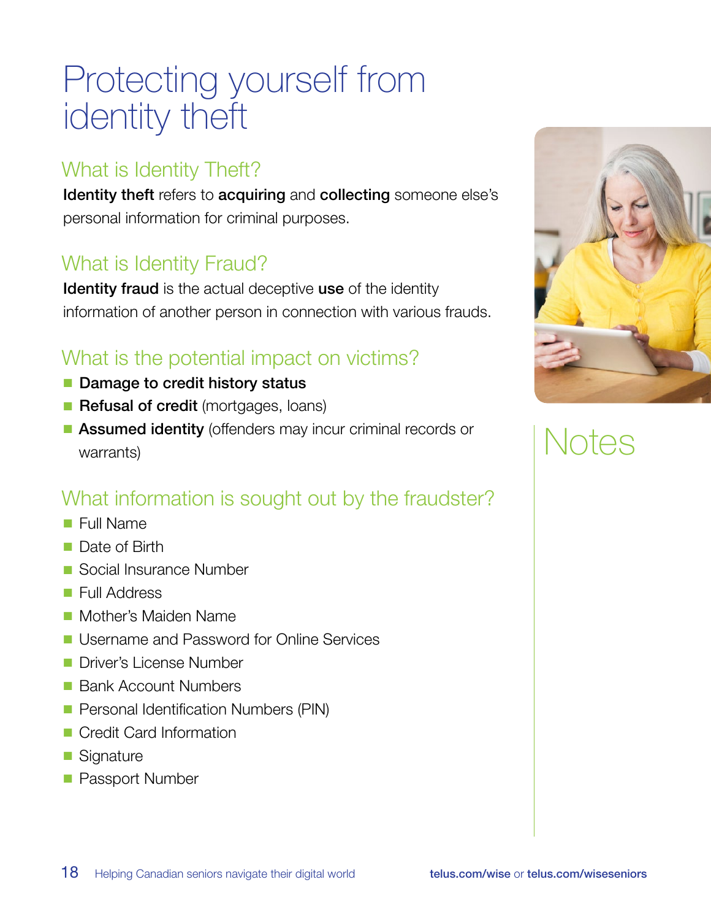# Protecting yourself from identity theft

## What is Identity Theft?

**Identity theft** refers to **acquiring** and **collecting** someone else's personal information for criminal purposes.

## What is Identity Fraud?

**Identity fraud** is the actual deceptive **use** of the identity information of another person in connection with various frauds.

## What is the potential impact on victims?

- **Damage to credit history status**
- **Refusal of credit** (mortgages, loans)
- **Assumed identity** (offenders may incur criminal records or warrants)

## What information is sought out by the fraudster?

- Full Name
- Date of Birth
- Social Insurance Number
- Full Address
- Mother's Maiden Name
- Username and Password for Online Services
- Driver's License Number
- Bank Account Numbers
- Personal Identification Numbers (PIN)
- Credit Card Information
- Signature
- Passport Number

## Notes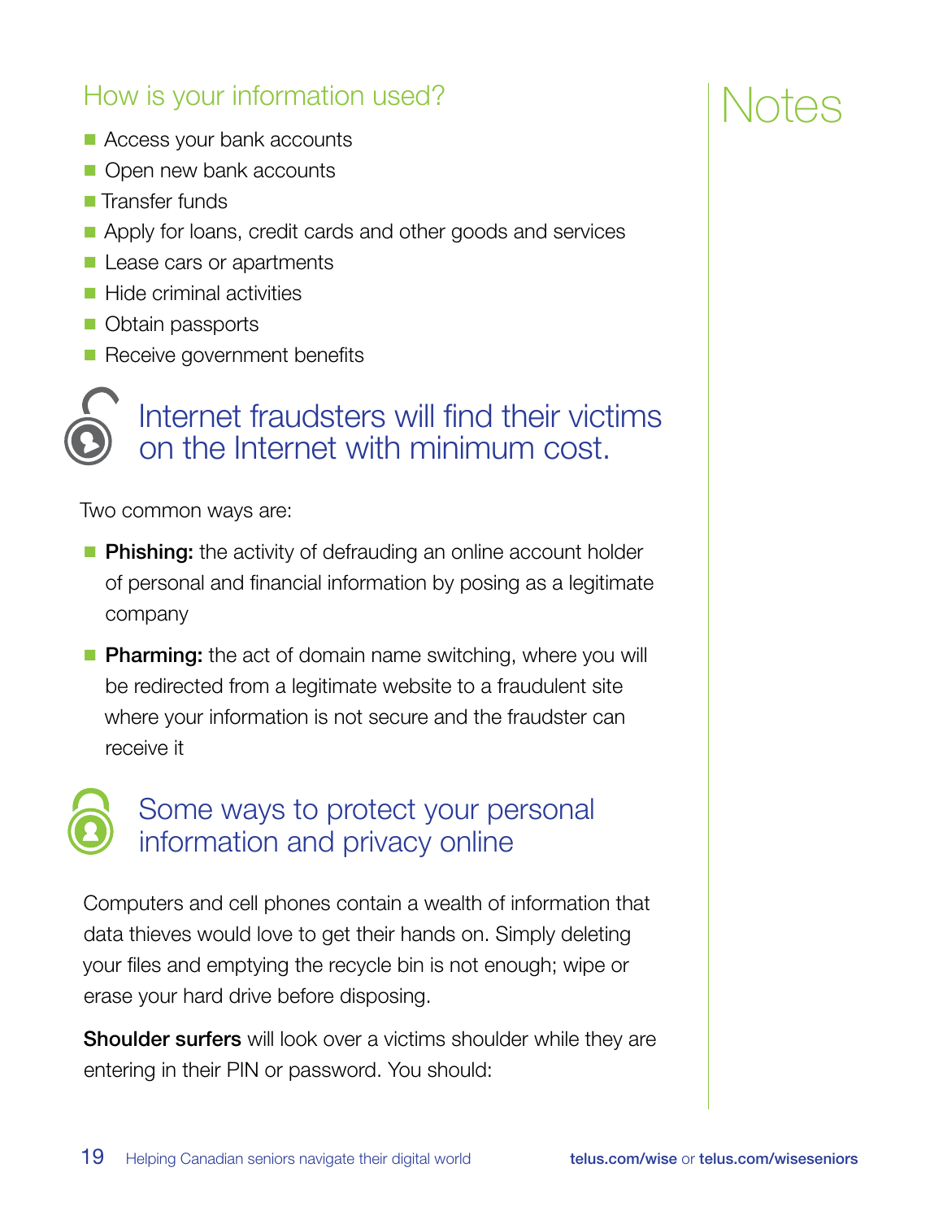## How is your information used?

- Access your bank accounts
- Open new bank accounts
- Transfer funds
- Apply for loans, credit cards and other goods and services
- Lease cars or apartments
- Hide criminal activities
- Obtain passports
- Receive government benefits

## Internet fraudsters will find their victims on the Internet with minimum cost.

Two common ways are:

- **Phishing:** the activity of defrauding an online account holder of personal and financial information by posing as a legitimate company
- **Pharming:** the act of domain name switching, where you will be redirected from a legitimate website to a fraudulent site where your information is not secure and the fraudster can receive it

## Some ways to protect your personal information and privacy online

Computers and cell phones contain a wealth of information that data thieves would love to get their hands on. Simply deleting your files and emptying the recycle bin is not enough; wipe or erase your hard drive before disposing.

**Shoulder surfers** will look over a victims shoulder while they are entering in their PIN or password. You should:

# Notes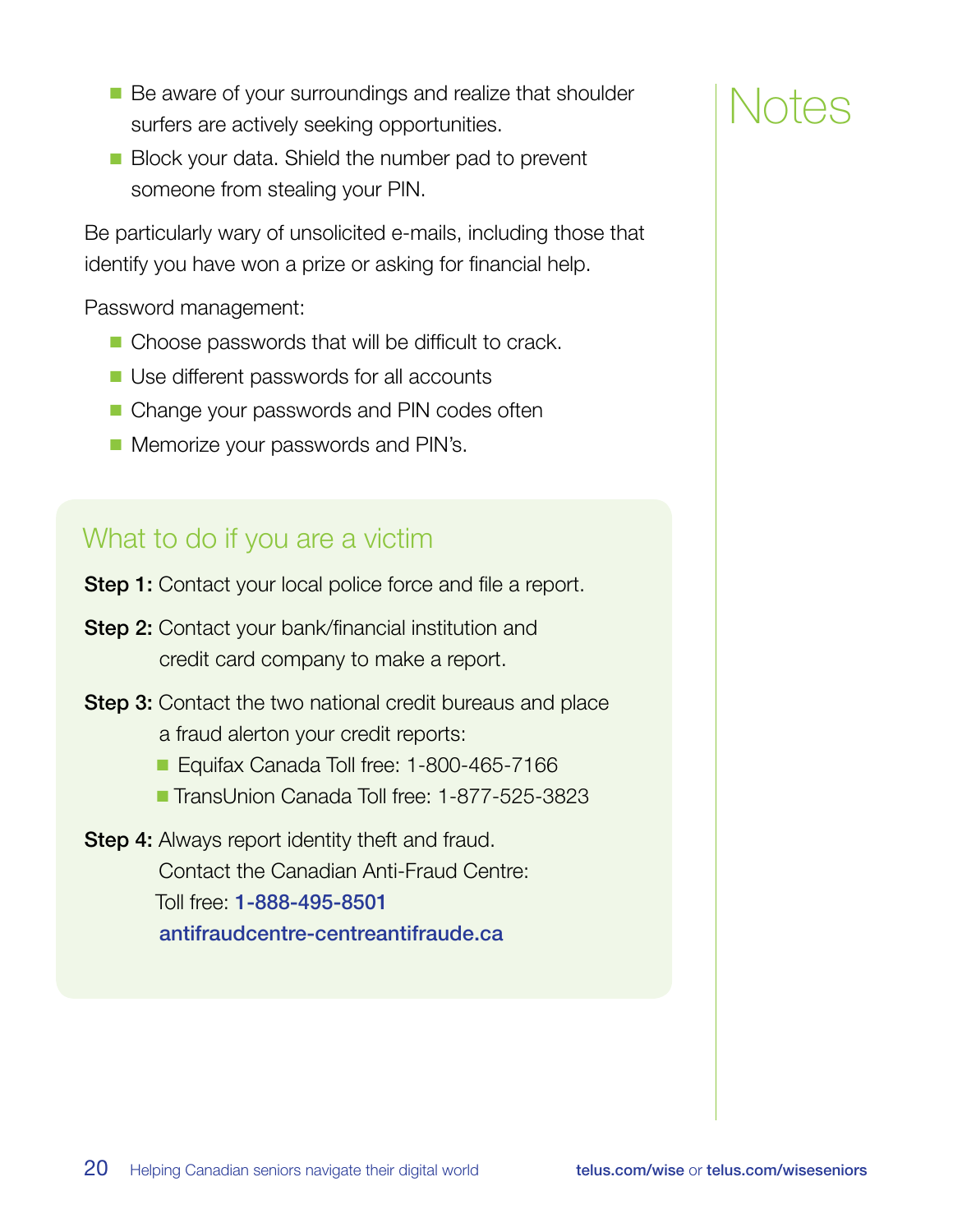- Be aware of your surroundings and realize that shoulder surfers are actively seeking opportunities.
- Block your data. Shield the number pad to prevent someone from stealing your PIN.

Be particularly wary of unsolicited e-mails, including those that identify you have won a prize or asking for financial help.

Password management:

- Choose passwords that will be difficult to crack.
- Use different passwords for all accounts
- Change your passwords and PIN codes often
- Memorize your passwords and PIN's.

## What to do if you are a victim

**Step 1:** Contact your local police force and file a report.

**Step 2:** Contact your bank/financial institution and credit card company to make a report.

**Step 3:** Contact the two national credit bureaus and place a fraud alerton your credit reports:

- Equifax Canada Toll free: 1-800-465-7166
- TransUnion Canada Toll free: 1-877-525-3823

**Step 4:** Always report identity theft and fraud. Contact the Canadian Anti-Fraud Centre:
Toll free: **1-888-495-8501**
**antifraudcentre-centreantifraude.ca**

## Notes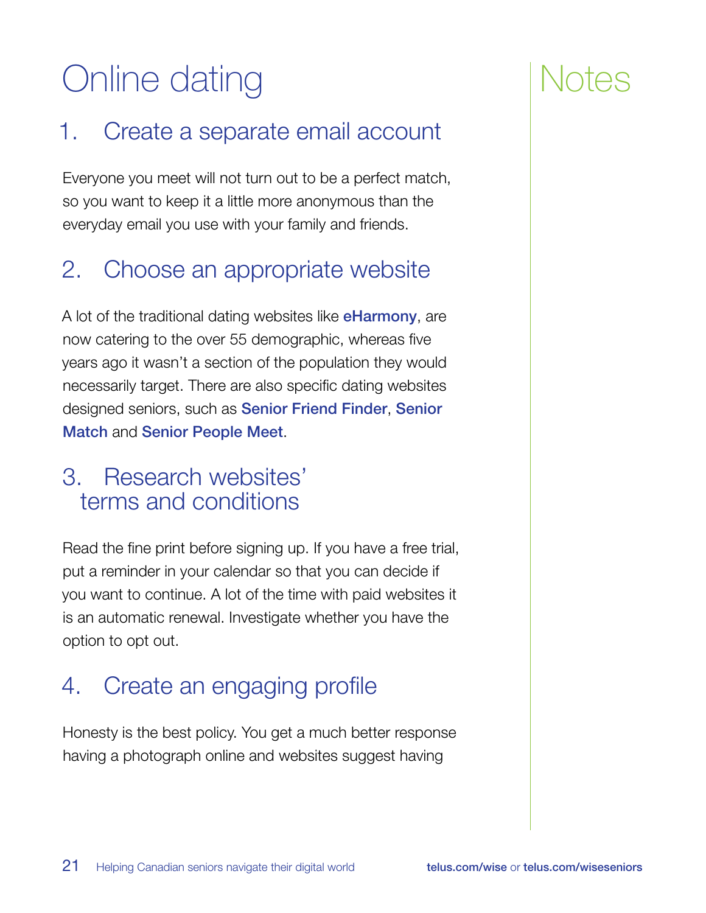# Online dating

## 1. Create a separate email account

Everyone you meet will not turn out to be a perfect match, so you want to keep it a little more anonymous than the everyday email you use with your family and friends.

## 2. Choose an appropriate website

A lot of the traditional dating websites like **eHarmony**, are now catering to the over 55 demographic, whereas five years ago it wasn't a section of the population they would necessarily target. There are also specific dating websites designed seniors, such as **Senior Friend Finder**, **Senior Match** and **Senior People Meet**.

## 3. Research websites' terms and conditions

Read the fine print before signing up. If you have a free trial, put a reminder in your calendar so that you can decide if you want to continue. A lot of the time with paid websites it is an automatic renewal. Investigate whether you have the option to opt out.

## 4. Create an engaging profile

Honesty is the best policy. You get a much better response having a photograph online and websites suggest having

# Notes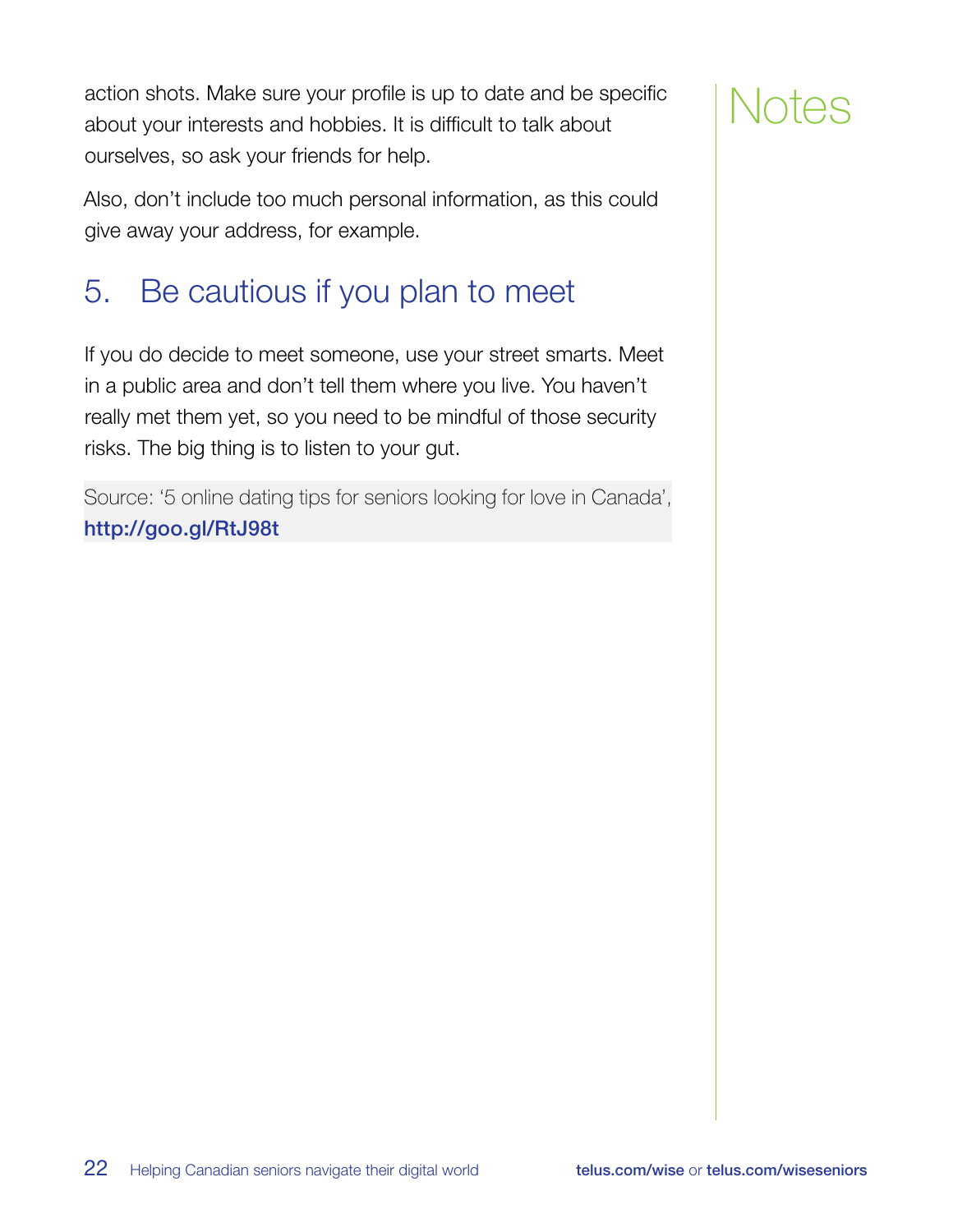action shots. Make sure your profile is up to date and be specific about your interests and hobbies. It is difficult to talk about ourselves, so ask your friends for help.

Also, don't include too much personal information, as this could give away your address, for example.

## 5. Be cautious if you plan to meet

If you do decide to meet someone, use your street smarts. Meet in a public area and don't tell them where you live. You haven't really met them yet, so you need to be mindful of those security risks. The big thing is to listen to your gut.

Source: '5 online dating tips for seniors looking for love in Canada', **http://goo.gl/RtJ98t**

Notes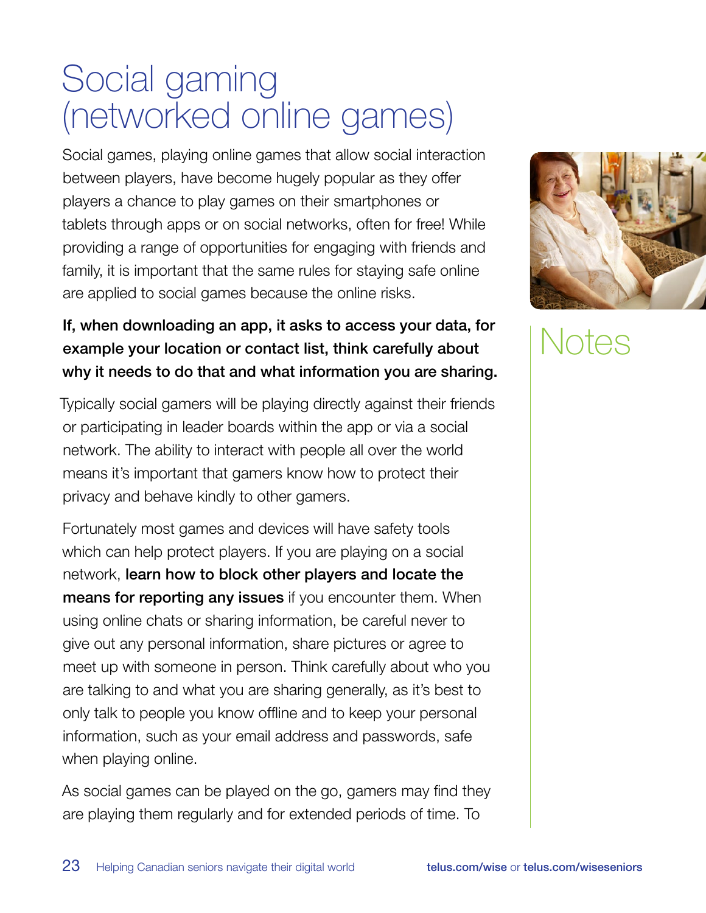# Social gaming (networked online games)

Social games, playing online games that allow social interaction between players, have become hugely popular as they offer players a chance to play games on their smartphones or tablets through apps or on social networks, often for free! While providing a range of opportunities for engaging with friends and family, it is important that the same rules for staying safe online are applied to social games because the online risks.

**If, when downloading an app, it asks to access your data, for example your location or contact list, think carefully about why it needs to do that and what information you are sharing.**

Typically social gamers will be playing directly against their friends or participating in leader boards within the app or via a social network. The ability to interact with people all over the world means it's important that gamers know how to protect their privacy and behave kindly to other gamers.

Fortunately most games and devices will have safety tools which can help protect players. If you are playing on a social network, **learn how to block other players and locate the means for reporting any issues** if you encounter them. When using online chats or sharing information, be careful never to give out any personal information, share pictures or agree to meet up with someone in person. Think carefully about who you are talking to and what you are sharing generally, as it's best to only talk to people you know offline and to keep your personal information, such as your email address and passwords, safe when playing online.

As social games can be played on the go, gamers may find they are playing them regularly and for extended periods of time. To

Notes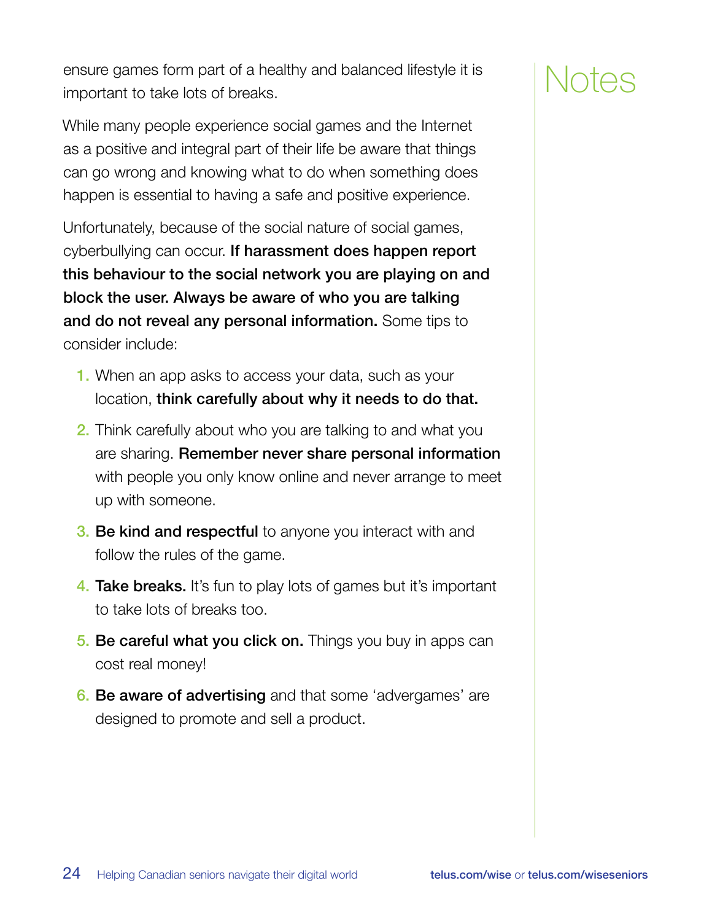ensure games form part of a healthy and balanced lifestyle it is important to take lots of breaks.

While many people experience social games and the Internet as a positive and integral part of their life be aware that things can go wrong and knowing what to do when something does happen is essential to having a safe and positive experience.

Unfortunately, because of the social nature of social games, cyberbullying can occur. **If harassment does happen report this behaviour to the social network you are playing on and block the user. Always be aware of who you are talking and do not reveal any personal information.** Some tips to consider include:

1. When an app asks to access your data, such as your location, **think carefully about why it needs to do that.**
2. Think carefully about who you are talking to and what you are sharing. **Remember never share personal information** with people you only know online and never arrange to meet up with someone.
3. **Be kind and respectful** to anyone you interact with and follow the rules of the game.
4. **Take breaks.** It's fun to play lots of games but it's important to take lots of breaks too.
5. **Be careful what you click on.** Things you buy in apps can cost real money!
6. **Be aware of advertising** and that some 'advergames' are designed to promote and sell a product.

# Notes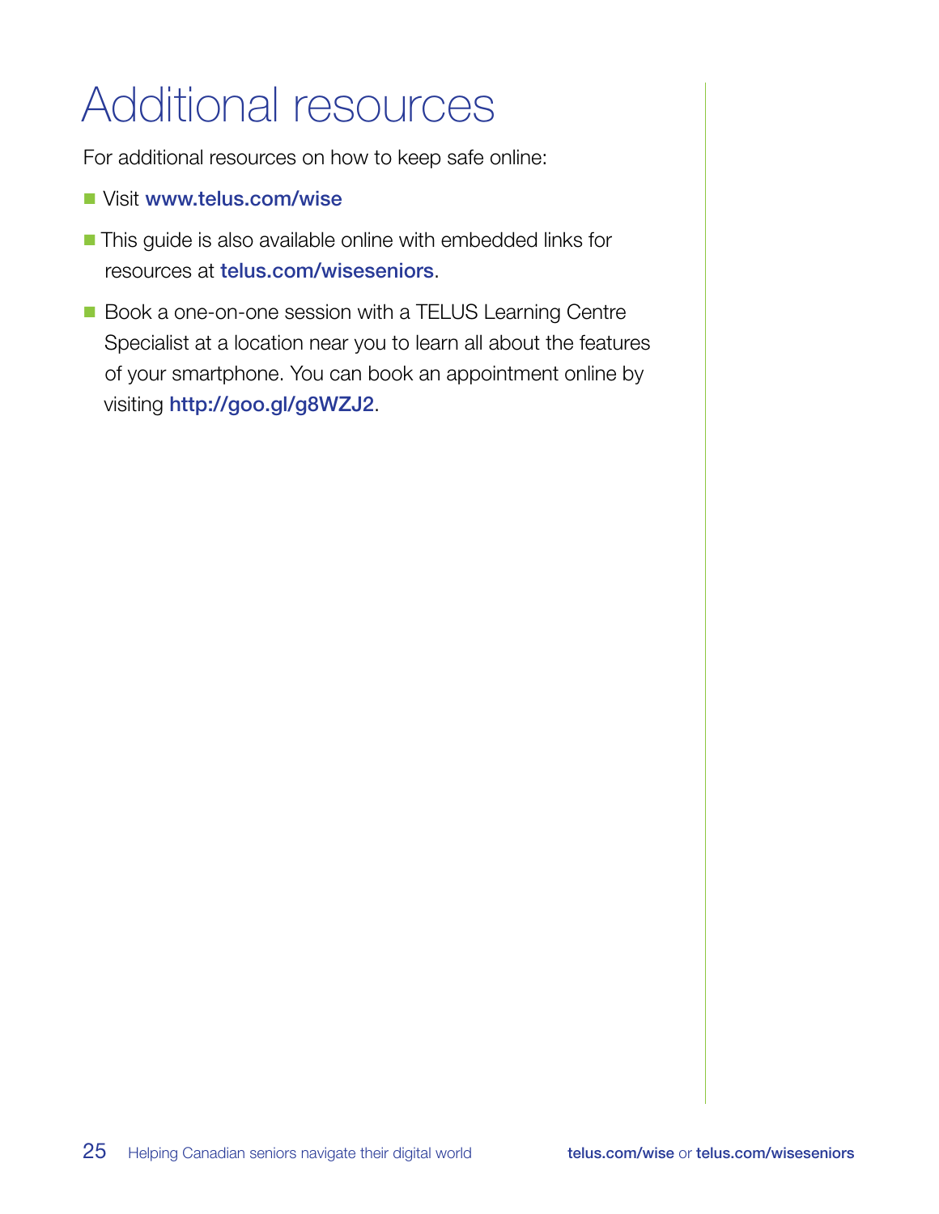# Additional resources

For additional resources on how to keep safe online:

- Visit **www.telus.com/wise**
- This guide is also available online with embedded links for resources at **telus.com/wiseseniors**.
- Book a one-on-one session with a TELUS Learning Centre Specialist at a location near you to learn all about the features of your smartphone. You can book an appointment online by visiting **http://goo.gl/g8WZJ2**.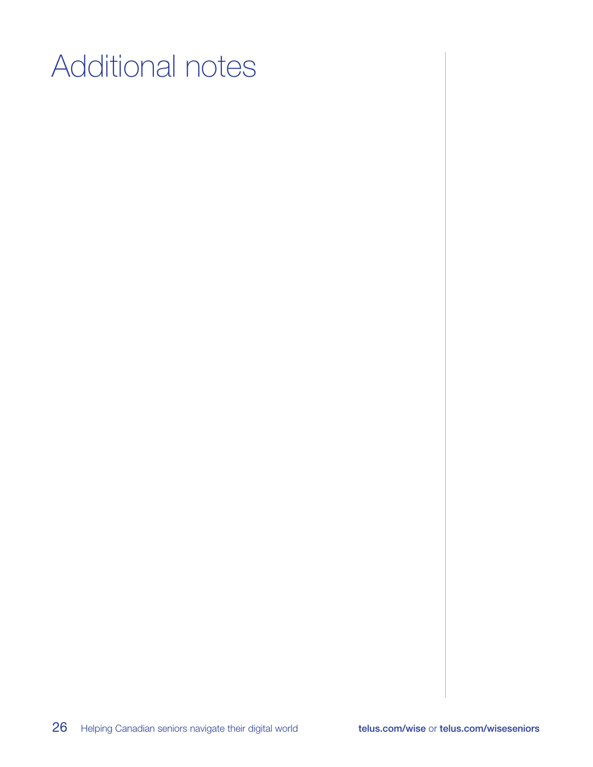# Additional notes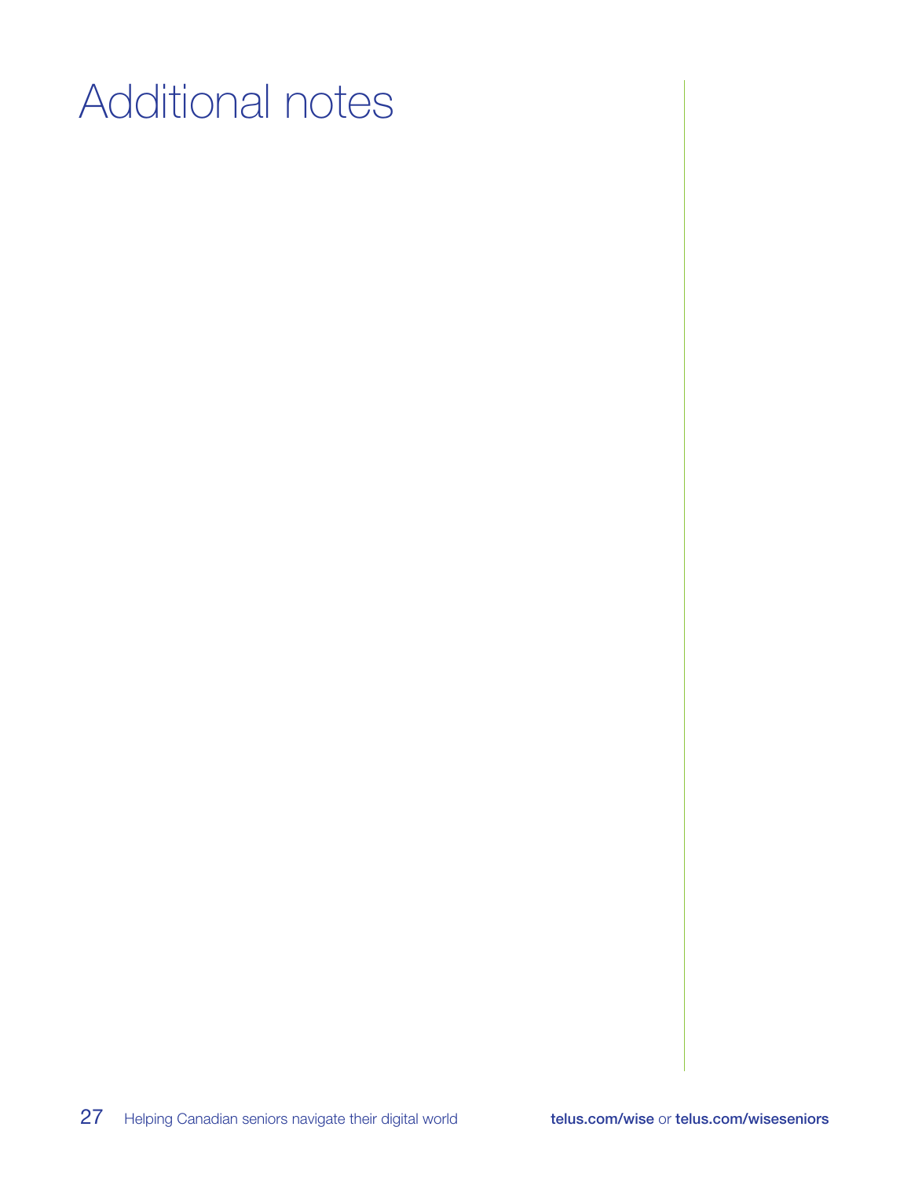# Additional notes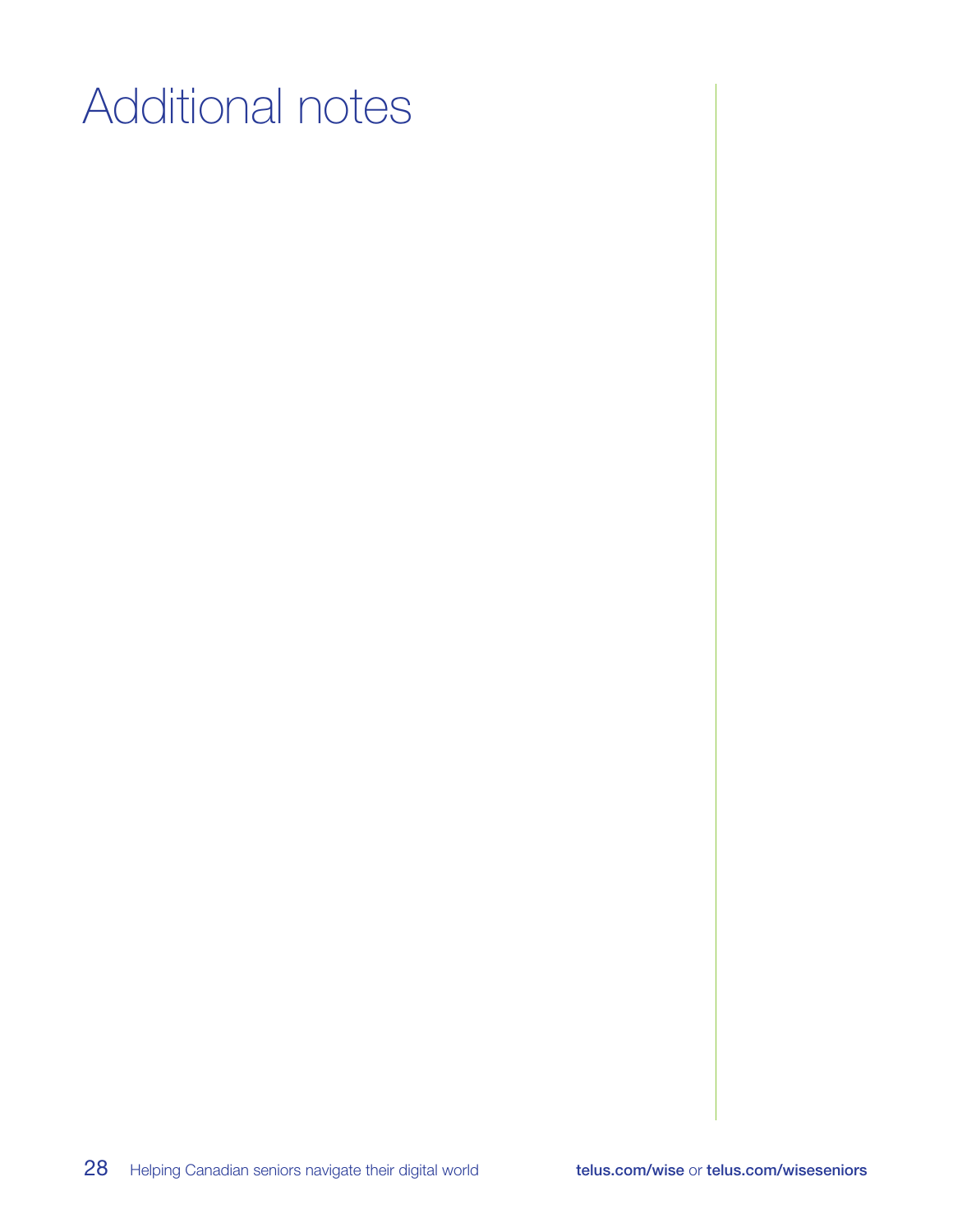# Additional notes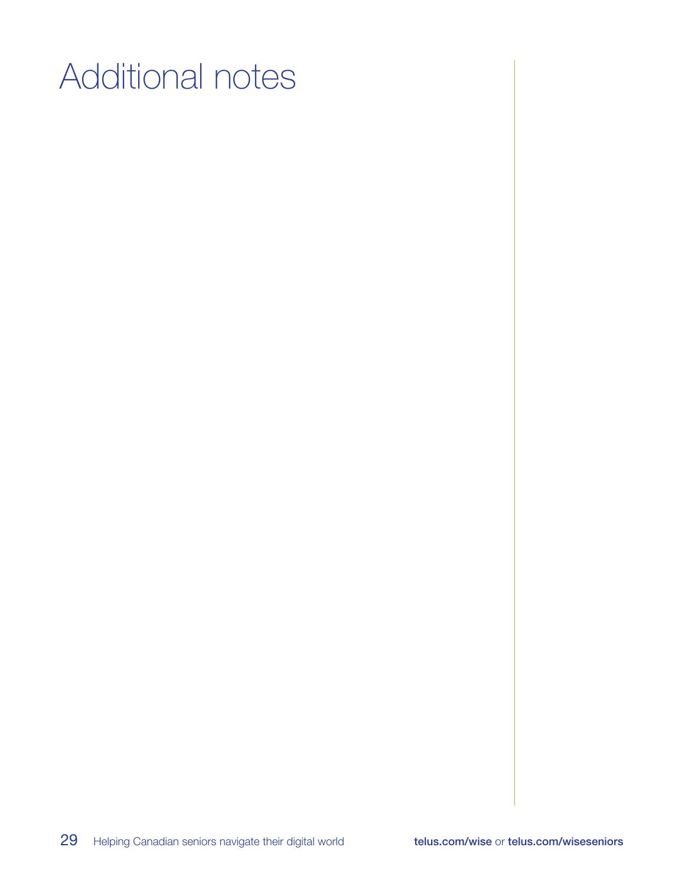# Additional notes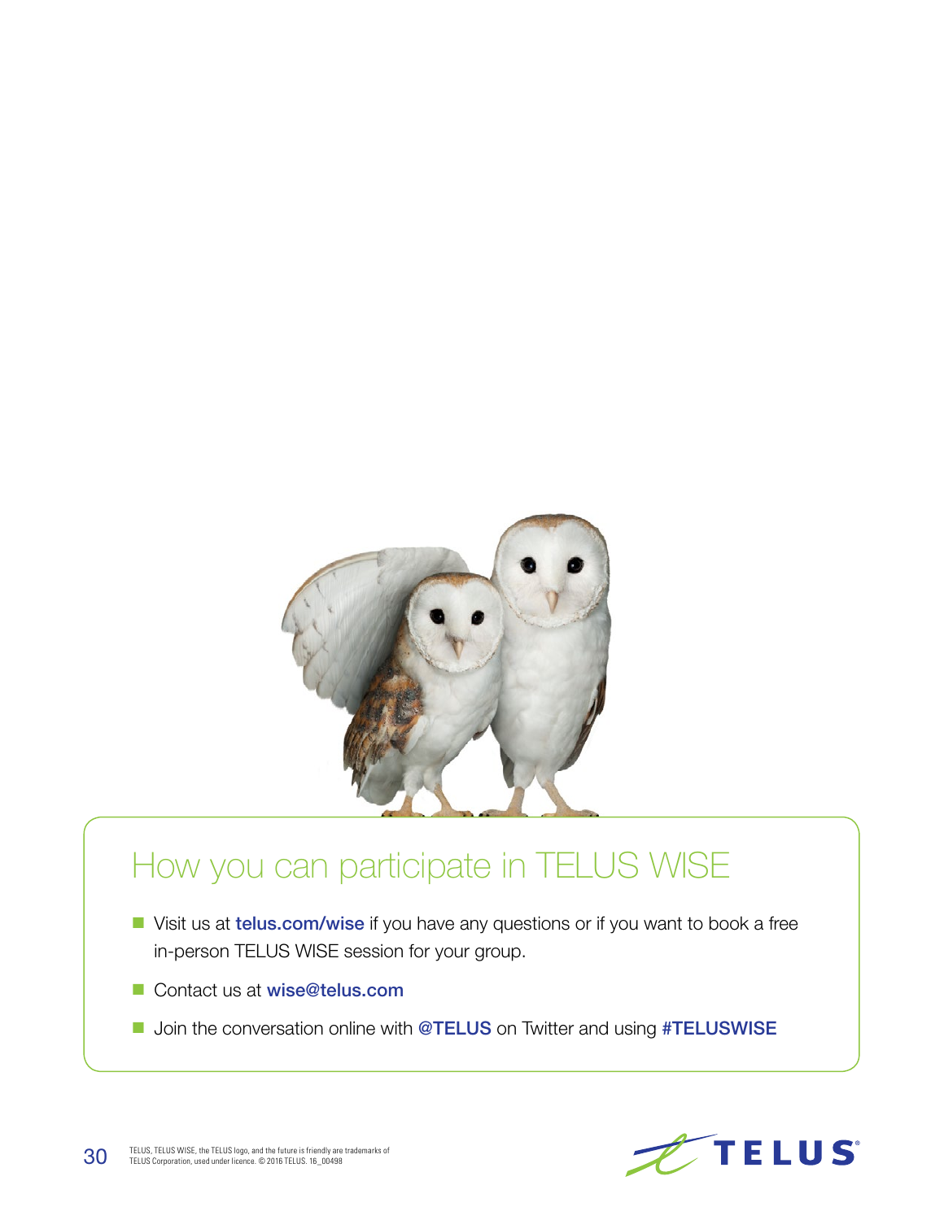## How you can participate in TELUS WISE

- Visit us at telus.com/wise if you have any questions or if you want to book a free in-person TELUS WISE session for your group.
- Contact us at wise@telus.com
- Join the conversation online with @TELUS on Twitter and using #TELUSWISE

TELUS, TELUS WISE, the TELUS logo, and the future is friendly are trademarks of TELUS Corporation, used under licence. © 2016 TELUS. 16_00498

TELUS